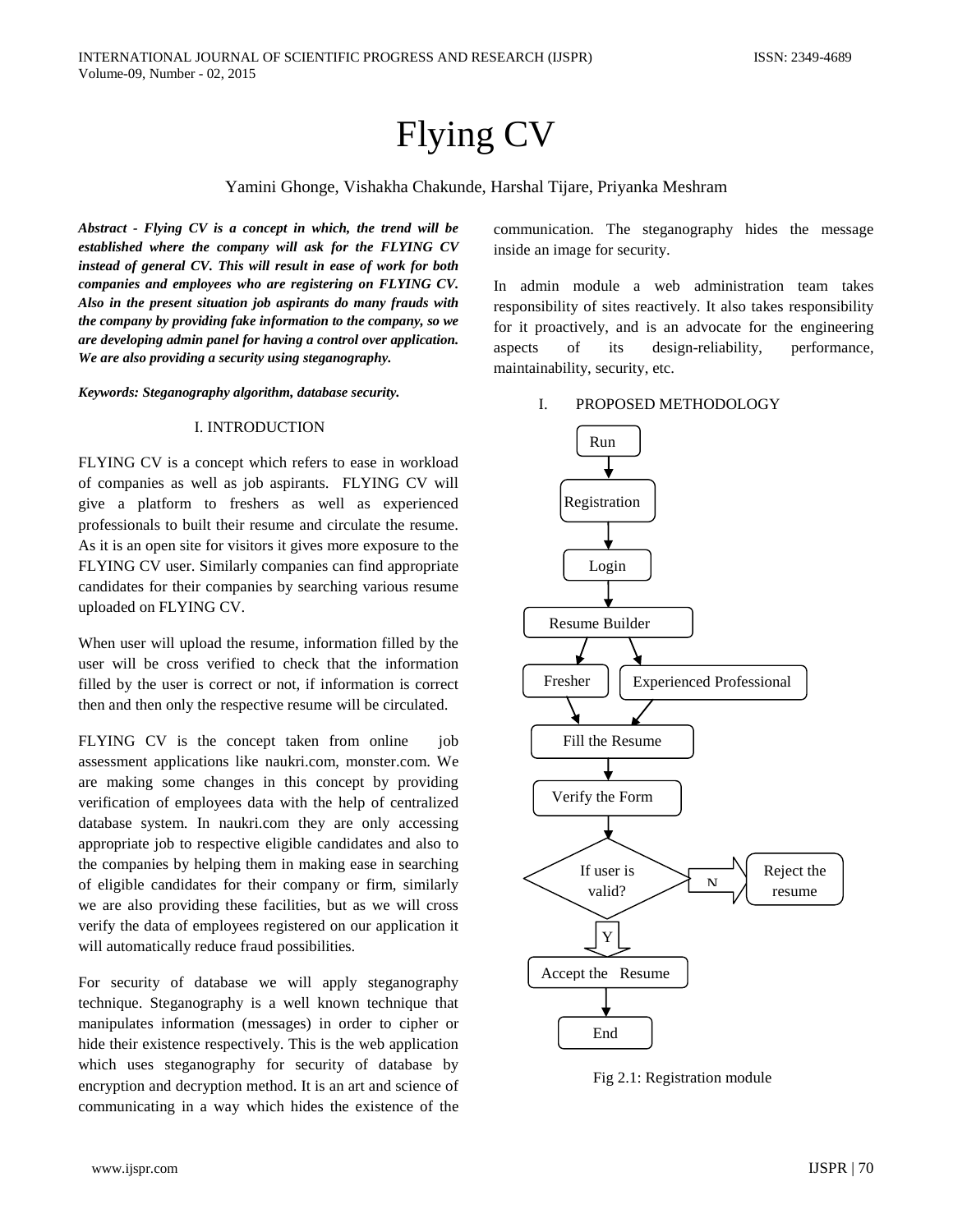# Flying CV

Yamini Ghonge, Vishakha Chakunde, Harshal Tijare, Priyanka Meshram

***Abstract - Flying CV is a concept in which, the trend will be established where the company will ask for the FLYING CV instead of general CV. This will result in ease of work for both companies and employees who are registering on FLYING CV. Also in the present situation job aspirants do many frauds with the company by providing fake information to the company, so we are developing admin panel for having a control over application. We are also providing a security using steganography.***

***Keywords: Steganography algorithm, database security.***

## I. INTRODUCTION

FLYING CV is a concept which refers to ease in workload of companies as well as job aspirants. FLYING CV will give a platform to freshers as well as experienced professionals to built their resume and circulate the resume. As it is an open site for visitors it gives more exposure to the FLYING CV user. Similarly companies can find appropriate candidates for their companies by searching various resume uploaded on FLYING CV.

When user will upload the resume, information filled by the user will be cross verified to check that the information filled by the user is correct or not, if information is correct then and then only the respective resume will be circulated.

FLYING CV is the concept taken from online job assessment applications like naukri.com, monster.com. We are making some changes in this concept by providing verification of employees data with the help of centralized database system. In naukri.com they are only accessing appropriate job to respective eligible candidates and also to the companies by helping them in making ease in searching of eligible candidates for their company or firm, similarly we are also providing these facilities, but as we will cross verify the data of employees registered on our application it will automatically reduce fraud possibilities.

For security of database we will apply steganography technique. Steganography is a well known technique that manipulates information (messages) in order to cipher or hide their existence respectively. This is the web application which uses steganography for security of database by encryption and decryption method. It is an art and science of communicating in a way which hides the existence of the communication. The steganography hides the message inside an image for security.

In admin module a web administration team takes responsibility of sites reactively. It also takes responsibility for it proactively, and is an advocate for the engineering aspects of its design-reliability, performance, maintainability, security, etc.

## I. PROPOSED METHODOLOGY

Run → Registration → Login → Resume Builder → Fresher / Experienced Professional → Fill the Resume → Verify the Form → If user is valid? (N → Reject the resume; Y → Accept the Resume) → End

Fig 2.1: Registration module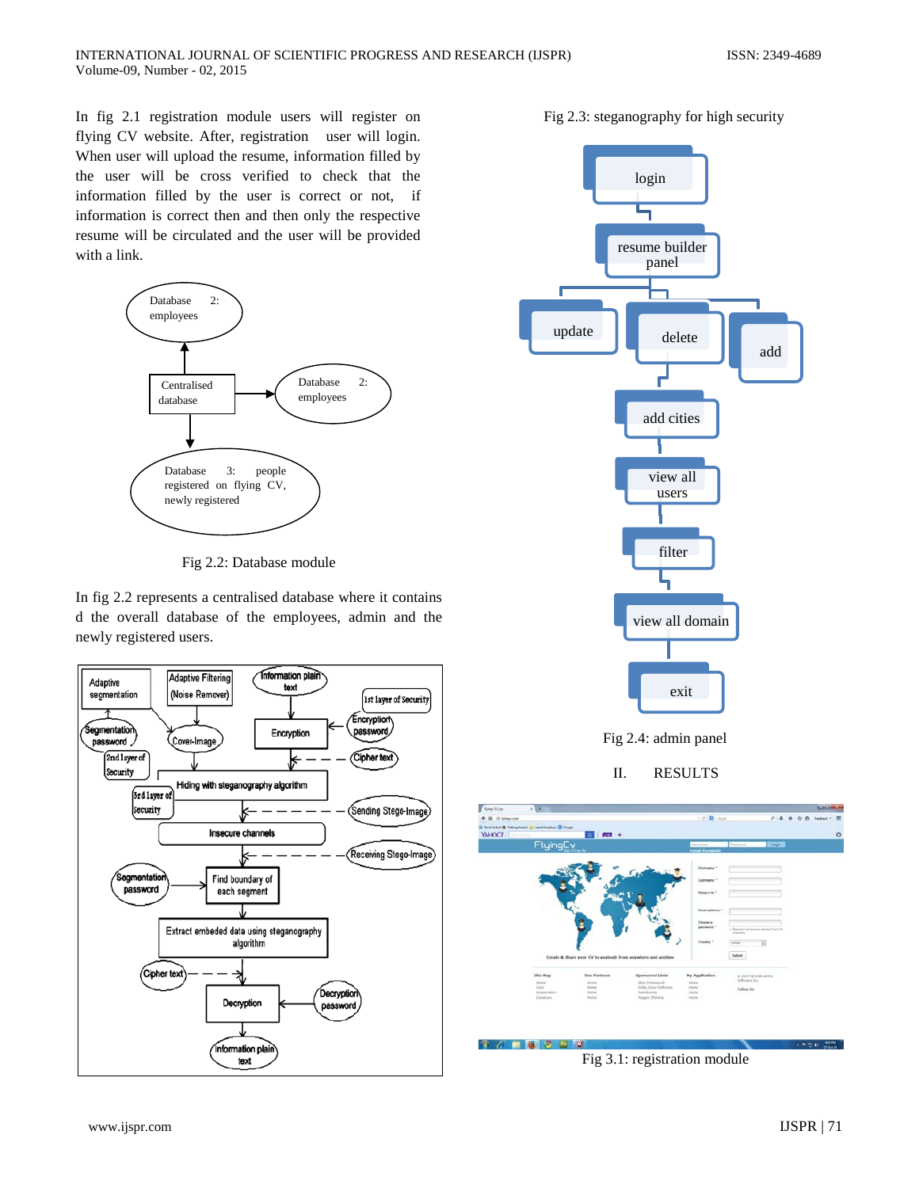In fig 2.1 registration module users will register on flying CV website. After, registration user will login. When user will upload the resume, information filled by the user will be cross verified to check that the information filled by the user is correct or not, if information is correct then and then only the respective resume will be circulated and the user will be provided with a link.

Fig 2.2: Database module

In fig 2.2 represents a centralised database where it contains d the overall database of the employees, admin and the newly registered users.

Fig 2.3: steganography for high security

Fig 2.4: admin panel

## II. RESULTS

Fig 3.1: registration module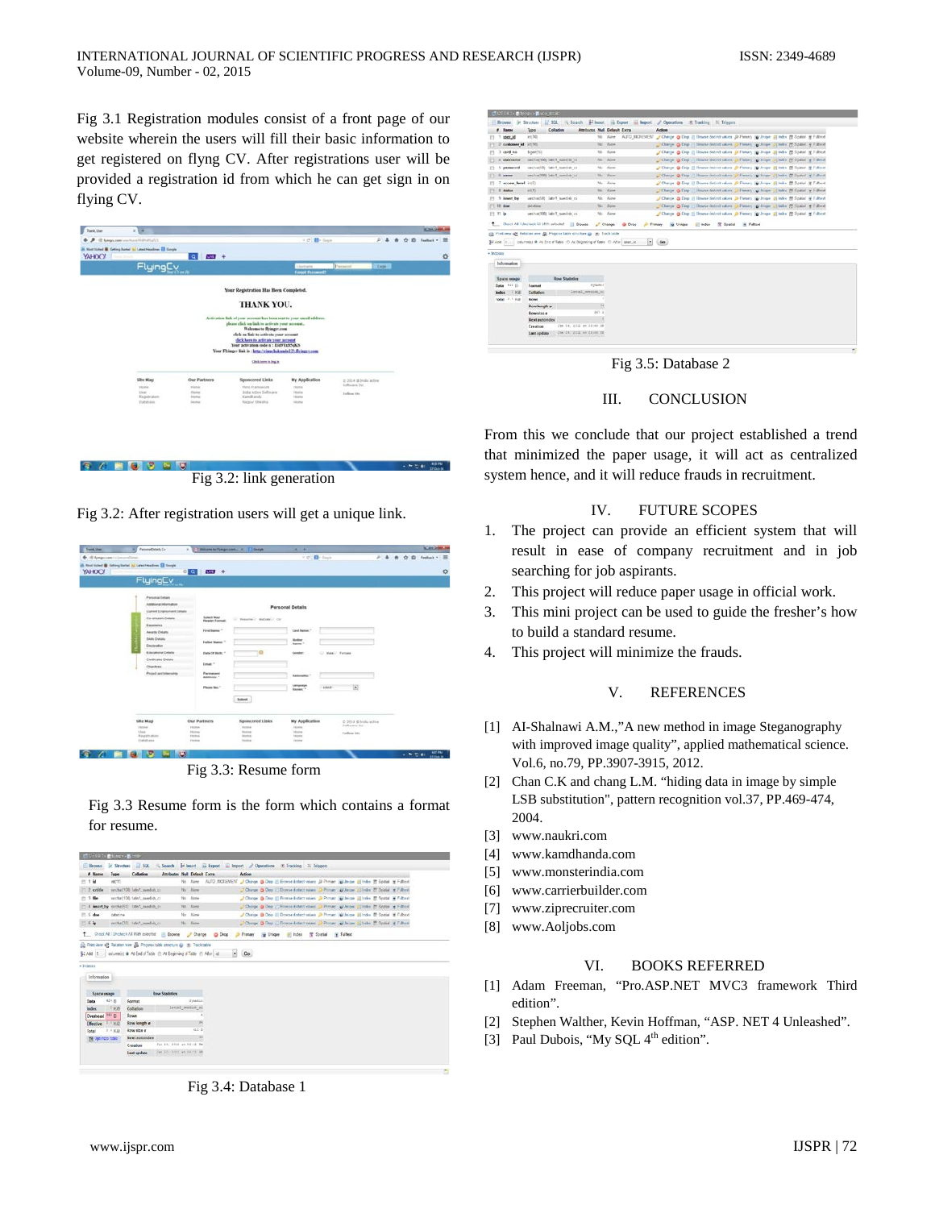Fig 3.1 Registration modules consist of a front page of our website wherein the users will fill their basic information to get registered on flyng CV. After registrations user will be provided a registration id from which he can get sign in on flying CV.

Fig 3.2: link generation

Fig 3.2: After registration users will get a unique link.

Fig 3.3: Resume form

Fig 3.3 Resume form is the form which contains a format for resume.

Fig 3.4: Database 1

Fig 3.5: Database 2

## III. CONCLUSION

From this we conclude that our project established a trend that minimized the paper usage, it will act as centralized system hence, and it will reduce frauds in recruitment.

## IV. FUTURE SCOPES

1. The project can provide an efficient system that will result in ease of company recruitment and in job searching for job aspirants.
2. This project will reduce paper usage in official work.
3. This mini project can be used to guide the fresher's how to build a standard resume.
4. This project will minimize the frauds.

## V. REFERENCES

[1] AI-Shalnawi A.M.,"A new method in image Steganography with improved image quality", applied mathematical science. Vol.6, no.79, PP.3907-3915, 2012.

[2] Chan C.K and chang L.M. "hiding data in image by simple LSB substitution", pattern recognition vol.37, PP.469-474, 2004.

[3] www.naukri.com

[4] www.kamdhanda.com

[5] www.monsterindia.com

[6] www.carrierbuilder.com

[7] www.ziprecruiter.com

[8] www.Aoljobs.com

## VI. BOOKS REFERRED

[1] Adam Freeman, "Pro.ASP.NET MVC3 framework Third edition".

[2] Stephen Walther, Kevin Hoffman, "ASP. NET 4 Unleashed".

[3] Paul Dubois, "My SQL 4$^{th}$ edition".